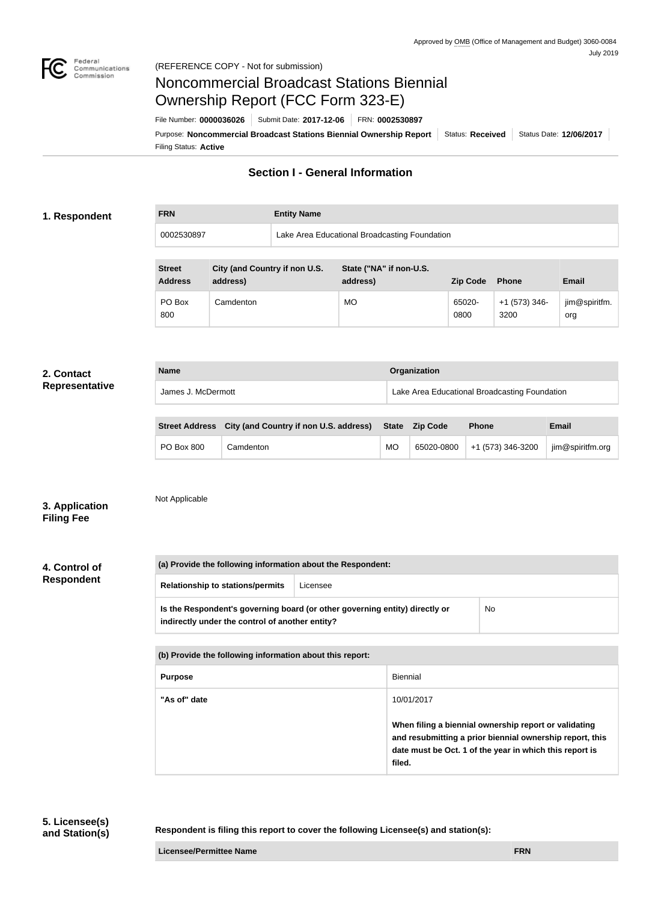Approved by OMB (Office of Management and Budget) 3060-0084
July 2019

(REFERENCE COPY - Not for submission)

# Noncommercial Broadcast Stations Biennial Ownership Report (FCC Form 323-E)

File Number: **0000036026** | Submit Date: **2017-12-06** | FRN: **0002530897**

Purpose: **Noncommercial Broadcast Stations Biennial Ownership Report** | Status: **Received** | Status Date: **12/06/2017**

Filing Status: **Active**

## Section I - General Information

### 1. Respondent

| FRN | Entity Name |
| --- | --- |
| 0002530897 | Lake Area Educational Broadcasting Foundation |

| Street Address | City (and Country if non U.S. address) | State ("NA" if non-U.S. address) | Zip Code | Phone | Email |
| --- | --- | --- | --- | --- | --- |
| PO Box 800 | Camdenton | MO | 65020-0800 | +1 (573) 346-3200 | jim@spiritfm.org |

### 2. Contact Representative

| Name | Organization |
| --- | --- |
| James J. McDermott | Lake Area Educational Broadcasting Foundation |

| Street Address | City (and Country if non U.S. address) | State | Zip Code | Phone | Email |
| --- | --- | --- | --- | --- | --- |
| PO Box 800 | Camdenton | MO | 65020-0800 | +1 (573) 346-3200 | jim@spiritfm.org |

### 3. Application Filing Fee

Not Applicable

### 4. Control of Respondent

| (a) Provide the following information about the Respondent: | |
| --- | --- |
| Relationship to stations/permits | Licensee |
| Is the Respondent's governing board (or other governing entity) directly or indirectly under the control of another entity? | No |

| (b) Provide the following information about this report: | |
| --- | --- |
| Purpose | Biennial |
| "As of" date | 10/01/2017<br><br>**When filing a biennial ownership report or validating and resubmitting a prior biennial ownership report, this date must be Oct. 1 of the year in which this report is filed.** |

### 5. Licensee(s) and Station(s)

**Respondent is filing this report to cover the following Licensee(s) and station(s):**

| Licensee/Permittee Name | FRN |
| --- | --- |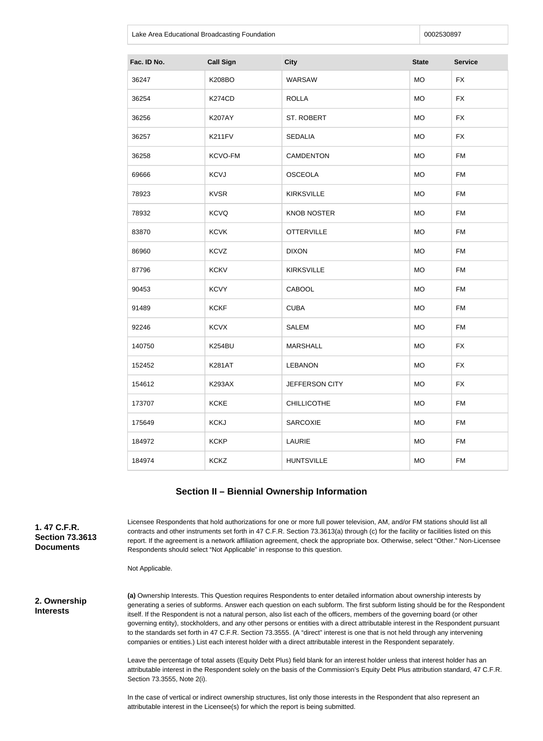| Lake Area Educational Broadcasting Foundation | 0002530897 |
| --- | --- |

| Fac. ID No. | Call Sign | City | State | Service |
| --- | --- | --- | --- | --- |
| 36247 | K208BO | WARSAW | MO | FX |
| 36254 | K274CD | ROLLA | MO | FX |
| 36256 | K207AY | ST. ROBERT | MO | FX |
| 36257 | K211FV | SEDALIA | MO | FX |
| 36258 | KCVO-FM | CAMDENTON | MO | FM |
| 69666 | KCVJ | OSCEOLA | MO | FM |
| 78923 | KVSR | KIRKSVILLE | MO | FM |
| 78932 | KCVQ | KNOB NOSTER | MO | FM |
| 83870 | KCVK | OTTERVILLE | MO | FM |
| 86960 | KCVZ | DIXON | MO | FM |
| 87796 | KCKV | KIRKSVILLE | MO | FM |
| 90453 | KCVY | CABOOL | MO | FM |
| 91489 | KCKF | CUBA | MO | FM |
| 92246 | KCVX | SALEM | MO | FM |
| 140750 | K254BU | MARSHALL | MO | FX |
| 152452 | K281AT | LEBANON | MO | FX |
| 154612 | K293AX | JEFFERSON CITY | MO | FX |
| 173707 | KCKE | CHILLICOTHE | MO | FM |
| 175649 | KCKJ | SARCOXIE | MO | FM |
| 184972 | KCKP | LAURIE | MO | FM |
| 184974 | KCKZ | HUNTSVILLE | MO | FM |

## Section II – Biennial Ownership Information

**1. 47 C.F.R. Section 73.3613 Documents**

Licensee Respondents that hold authorizations for one or more full power television, AM, and/or FM stations should list all contracts and other instruments set forth in 47 C.F.R. Section 73.3613(a) through (c) for the facility or facilities listed on this report. If the agreement is a network affiliation agreement, check the appropriate box. Otherwise, select "Other." Non-Licensee Respondents should select "Not Applicable" in response to this question.

Not Applicable.

**2. Ownership Interests**

**(a)** Ownership Interests. This Question requires Respondents to enter detailed information about ownership interests by generating a series of subforms. Answer each question on each subform. The first subform listing should be for the Respondent itself. If the Respondent is not a natural person, also list each of the officers, members of the governing board (or other governing entity), stockholders, and any other persons or entities with a direct attributable interest in the Respondent pursuant to the standards set forth in 47 C.F.R. Section 73.3555. (A "direct" interest is one that is not held through any intervening companies or entities.) List each interest holder with a direct attributable interest in the Respondent separately.

Leave the percentage of total assets (Equity Debt Plus) field blank for an interest holder unless that interest holder has an attributable interest in the Respondent solely on the basis of the Commission's Equity Debt Plus attribution standard, 47 C.F.R. Section 73.3555, Note 2(i).

In the case of vertical or indirect ownership structures, list only those interests in the Respondent that also represent an attributable interest in the Licensee(s) for which the report is being submitted.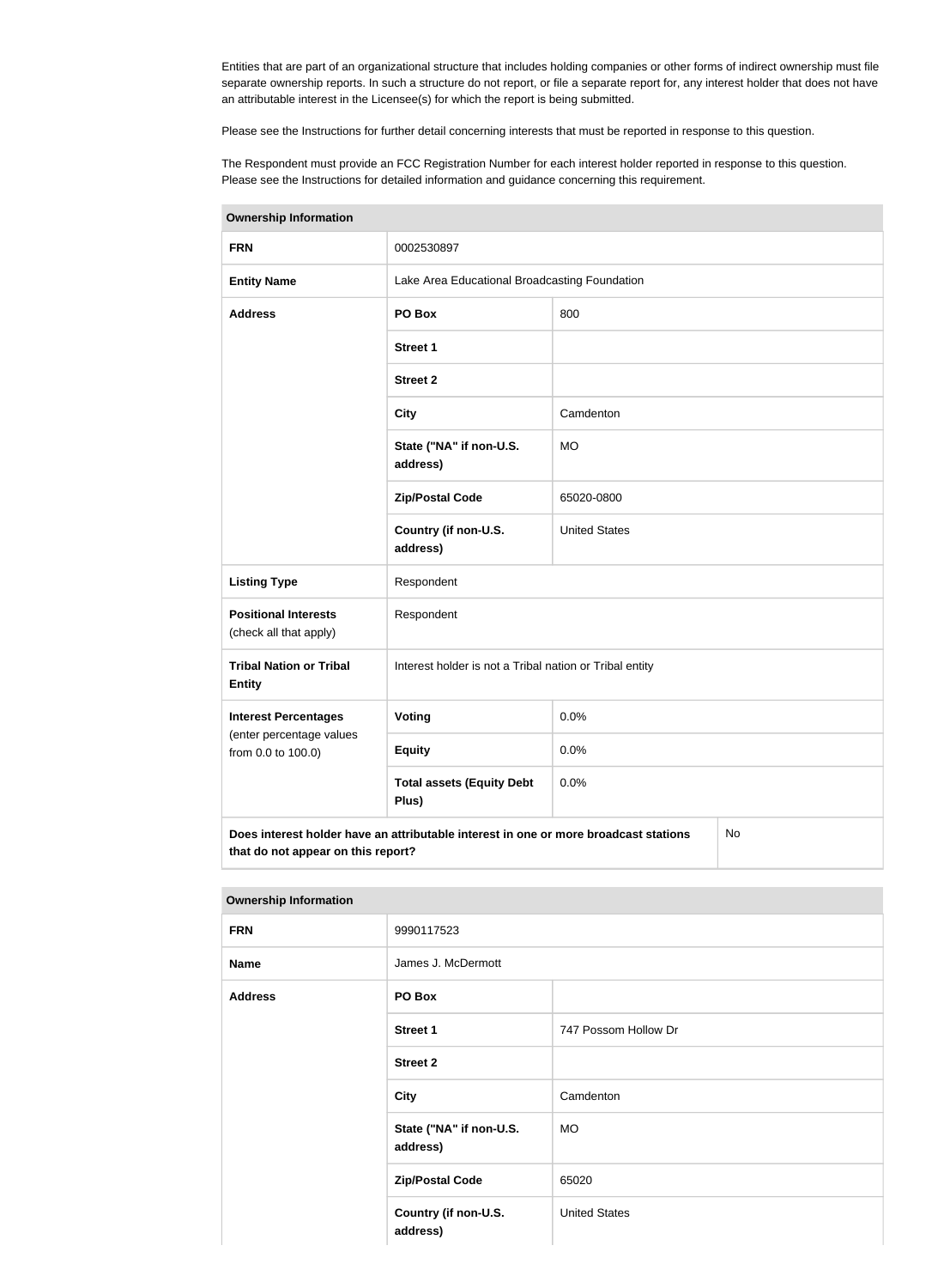Entities that are part of an organizational structure that includes holding companies or other forms of indirect ownership must file separate ownership reports. In such a structure do not report, or file a separate report for, any interest holder that does not have an attributable interest in the Licensee(s) for which the report is being submitted.

Please see the Instructions for further detail concerning interests that must be reported in response to this question.

The Respondent must provide an FCC Registration Number for each interest holder reported in response to this question. Please see the Instructions for detailed information and guidance concerning this requirement.

| Ownership Information | | |
|---|---|---|
| **FRN** | 0002530897 | |
| **Entity Name** | Lake Area Educational Broadcasting Foundation | |
| **Address** | **PO Box** | 800 |
| | **Street 1** | |
| | **Street 2** | |
| | **City** | Camdenton |
| | **State ("NA" if non-U.S. address)** | MO |
| | **Zip/Postal Code** | 65020-0800 |
| | **Country (if non-U.S. address)** | United States |
| **Listing Type** | Respondent | |
| **Positional Interests** (check all that apply) | Respondent | |
| **Tribal Nation or Tribal Entity** | Interest holder is not a Tribal nation or Tribal entity | |
| **Interest Percentages** (enter percentage values from 0.0 to 100.0) | **Voting** | 0.0% |
| | **Equity** | 0.0% |
| | **Total assets (Equity Debt Plus)** | 0.0% |
| **Does interest holder have an attributable interest in one or more broadcast stations that do not appear on this report?** | | No |

| Ownership Information | | |
|---|---|---|
| **FRN** | 9990117523 | |
| **Name** | James J. McDermott | |
| **Address** | **PO Box** | |
| | **Street 1** | 747 Possom Hollow Dr |
| | **Street 2** | |
| | **City** | Camdenton |
| | **State ("NA" if non-U.S. address)** | MO |
| | **Zip/Postal Code** | 65020 |
| | **Country (if non-U.S. address)** | United States |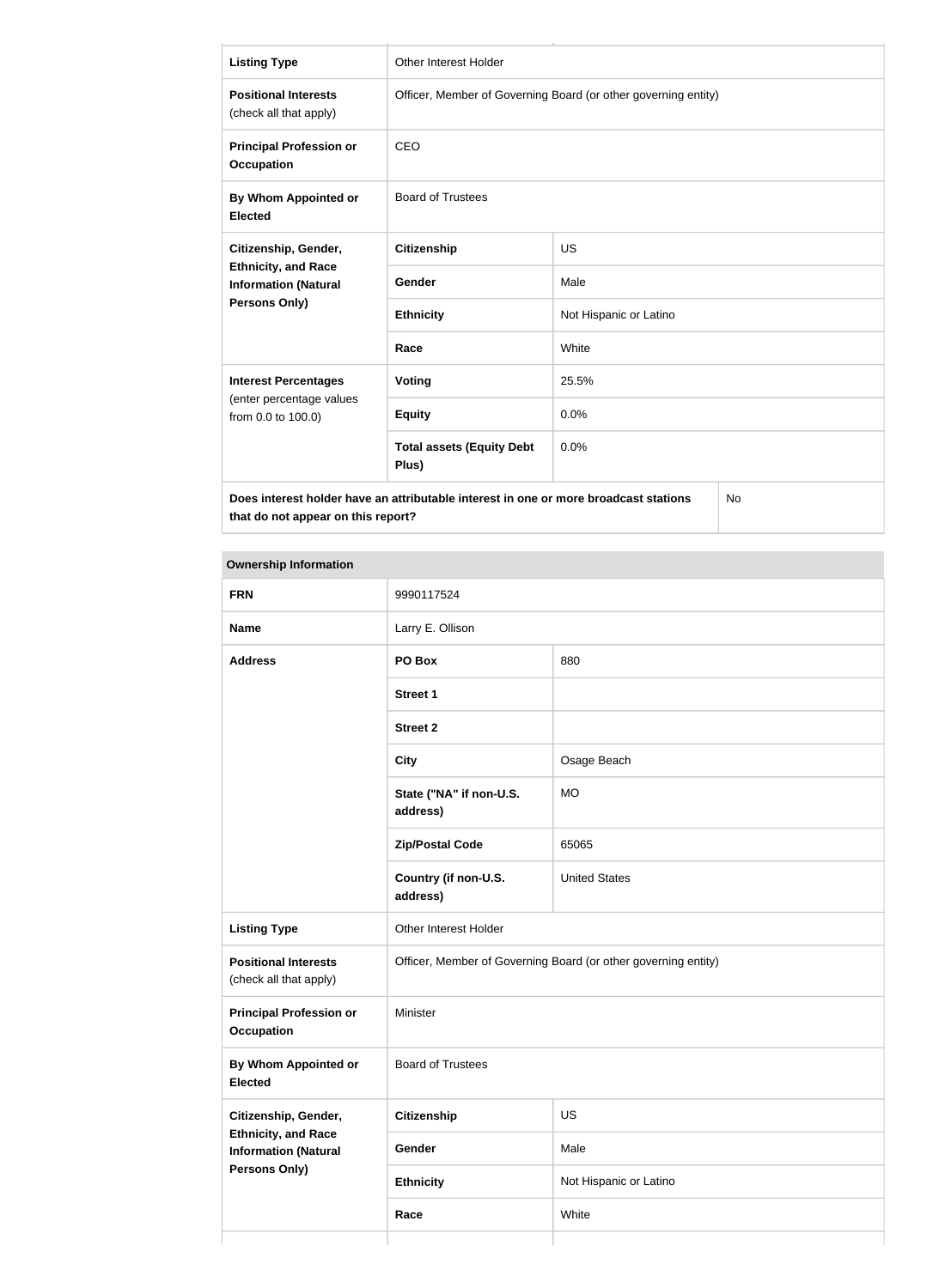| Listing Type | Other Interest Holder | |
|---|---|---|
| **Positional Interests** (check all that apply) | Officer, Member of Governing Board (or other governing entity) | |
| **Principal Profession or Occupation** | CEO | |
| **By Whom Appointed or Elected** | Board of Trustees | |
| **Citizenship, Gender, Ethnicity, and Race Information (Natural Persons Only)** | **Citizenship** | US |
| | **Gender** | Male |
| | **Ethnicity** | Not Hispanic or Latino |
| | **Race** | White |
| **Interest Percentages** (enter percentage values from 0.0 to 100.0) | **Voting** | 25.5% |
| | **Equity** | 0.0% |
| | **Total assets (Equity Debt Plus)** | 0.0% |
| **Does interest holder have an attributable interest in one or more broadcast stations that do not appear on this report?** | | No |

| Ownership Information | | |
|---|---|---|
| **FRN** | 9990117524 | |
| **Name** | Larry E. Ollison | |
| **Address** | **PO Box** | 880 |
| | **Street 1** | |
| | **Street 2** | |
| | **City** | Osage Beach |
| | **State ("NA" if non-U.S. address)** | MO |
| | **Zip/Postal Code** | 65065 |
| | **Country (if non-U.S. address)** | United States |
| **Listing Type** | Other Interest Holder | |
| **Positional Interests** (check all that apply) | Officer, Member of Governing Board (or other governing entity) | |
| **Principal Profession or Occupation** | Minister | |
| **By Whom Appointed or Elected** | Board of Trustees | |
| **Citizenship, Gender, Ethnicity, and Race Information (Natural Persons Only)** | **Citizenship** | US |
| | **Gender** | Male |
| | **Ethnicity** | Not Hispanic or Latino |
| | **Race** | White |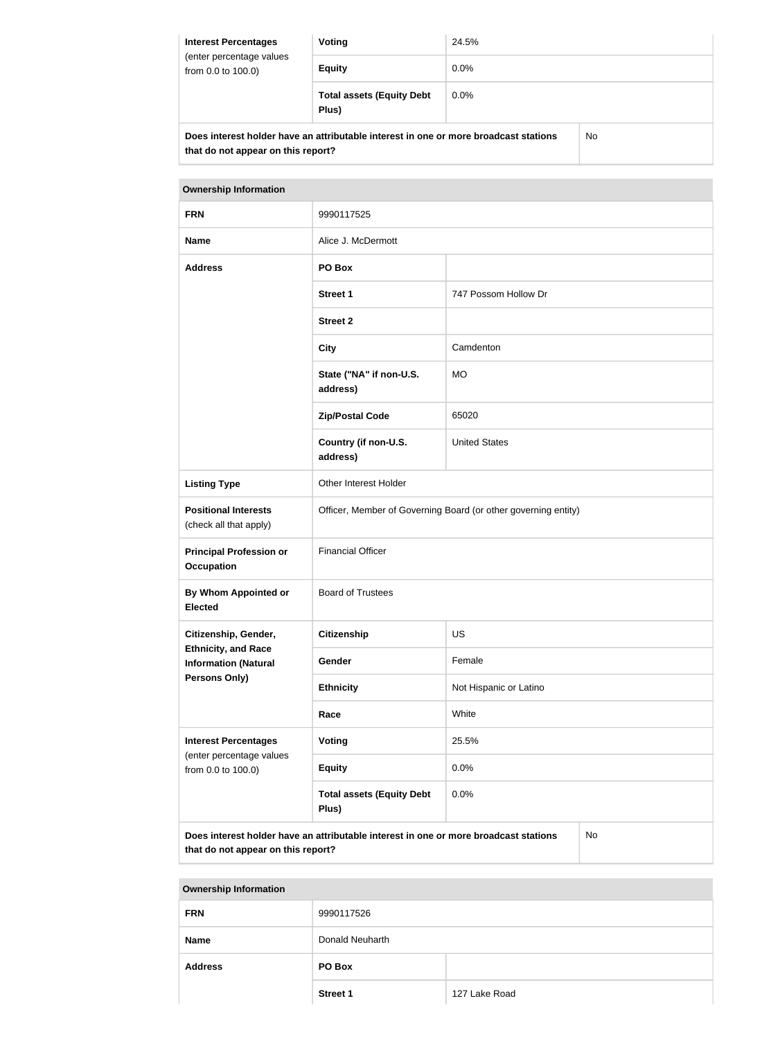| Interest Percentages (enter percentage values from 0.0 to 100.0) | Voting | 24.5% |
|---|---|---|
| | Equity | 0.0% |
| | Total assets (Equity Debt Plus) | 0.0% |
| Does interest holder have an attributable interest in one or more broadcast stations that do not appear on this report? | | No |

| Ownership Information | | |
|---|---|---|
| FRN | 9990117525 | |
| Name | Alice J. McDermott | |
| Address | PO Box | |
| | Street 1 | 747 Possom Hollow Dr |
| | Street 2 | |
| | City | Camdenton |
| | State ("NA" if non-U.S. address) | MO |
| | Zip/Postal Code | 65020 |
| | Country (if non-U.S. address) | United States |
| Listing Type | Other Interest Holder | |
| Positional Interests (check all that apply) | Officer, Member of Governing Board (or other governing entity) | |
| Principal Profession or Occupation | Financial Officer | |
| By Whom Appointed or Elected | Board of Trustees | |
| Citizenship, Gender, Ethnicity, and Race Information (Natural Persons Only) | Citizenship | US |
| | Gender | Female |
| | Ethnicity | Not Hispanic or Latino |
| | Race | White |
| Interest Percentages (enter percentage values from 0.0 to 100.0) | Voting | 25.5% |
| | Equity | 0.0% |
| | Total assets (Equity Debt Plus) | 0.0% |
| Does interest holder have an attributable interest in one or more broadcast stations that do not appear on this report? | | No |

| Ownership Information | | |
|---|---|---|
| FRN | 9990117526 | |
| Name | Donald Neuharth | |
| Address | PO Box | |
| | Street 1 | 127 Lake Road |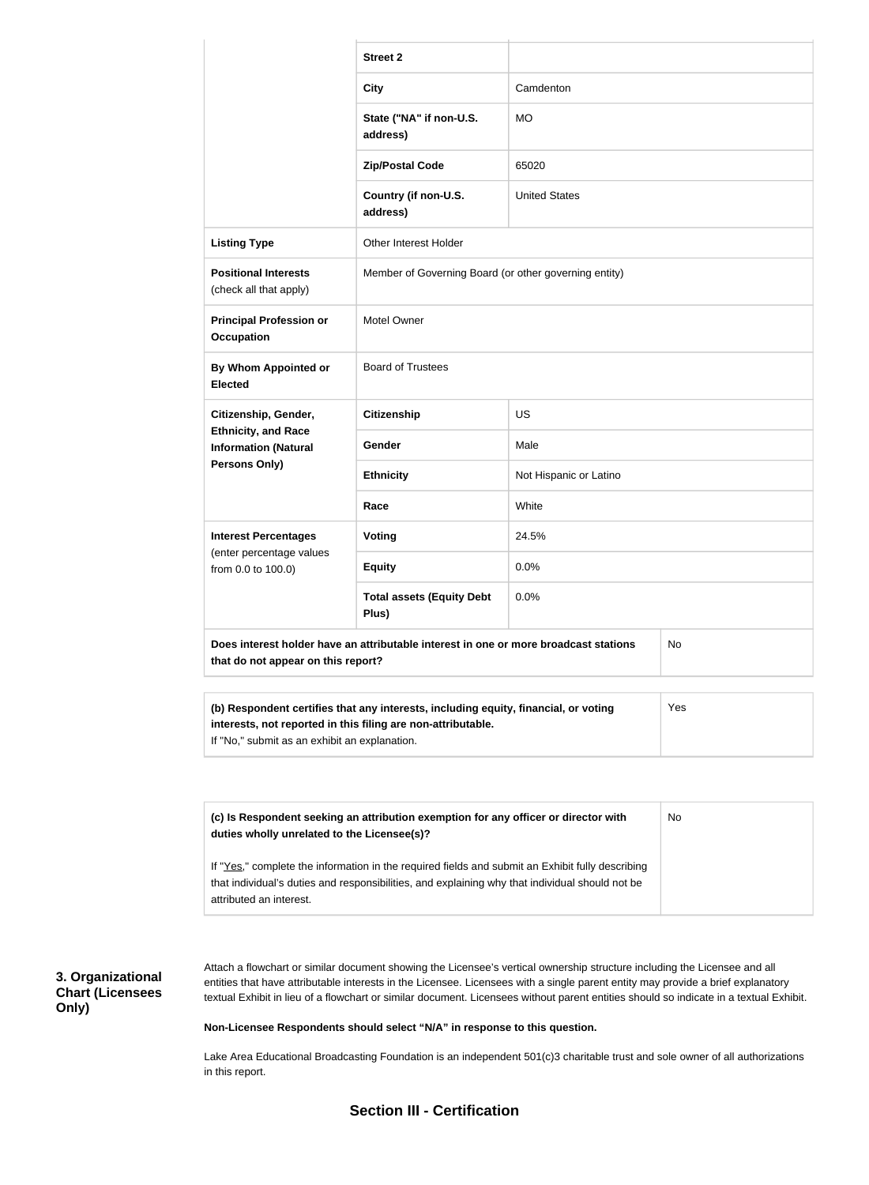| | | |
|---|---|---|
| | **Street 2** | |
| | **City** | Camdenton |
| | **State ("NA" if non-U.S. address)** | MO |
| | **Zip/Postal Code** | 65020 |
| | **Country (if non-U.S. address)** | United States |
| **Listing Type** | Other Interest Holder | |
| **Positional Interests** (check all that apply) | Member of Governing Board (or other governing entity) | |
| **Principal Profession or Occupation** | Motel Owner | |
| **By Whom Appointed or Elected** | Board of Trustees | |
| **Citizenship, Gender, Ethnicity, and Race Information (Natural Persons Only)** | **Citizenship** | US |
| | **Gender** | Male |
| | **Ethnicity** | Not Hispanic or Latino |
| | **Race** | White |
| **Interest Percentages** (enter percentage values from 0.0 to 100.0) | **Voting** | 24.5% |
| | **Equity** | 0.0% |
| | **Total assets (Equity Debt Plus)** | 0.0% |
| **Does interest holder have an attributable interest in one or more broadcast stations that do not appear on this report?** | | No |

| | |
|---|---|
| **(b) Respondent certifies that any interests, including equity, financial, or voting interests, not reported in this filing are non-attributable.** If "No," submit as an exhibit an explanation. | Yes |

| | |
|---|---|
| **(c) Is Respondent seeking an attribution exemption for any officer or director with duties wholly unrelated to the Licensee(s)?** If "Yes," complete the information in the required fields and submit an Exhibit fully describing that individual's duties and responsibilities, and explaining why that individual should not be attributed an interest. | No |

**3. Organizational Chart (Licensees Only)**

Attach a flowchart or similar document showing the Licensee's vertical ownership structure including the Licensee and all entities that have attributable interests in the Licensee. Licensees with a single parent entity may provide a brief explanatory textual Exhibit in lieu of a flowchart or similar document. Licensees without parent entities should so indicate in a textual Exhibit.

**Non-Licensee Respondents should select "N/A" in response to this question.**

Lake Area Educational Broadcasting Foundation is an independent 501(c)3 charitable trust and sole owner of all authorizations in this report.

## Section III - Certification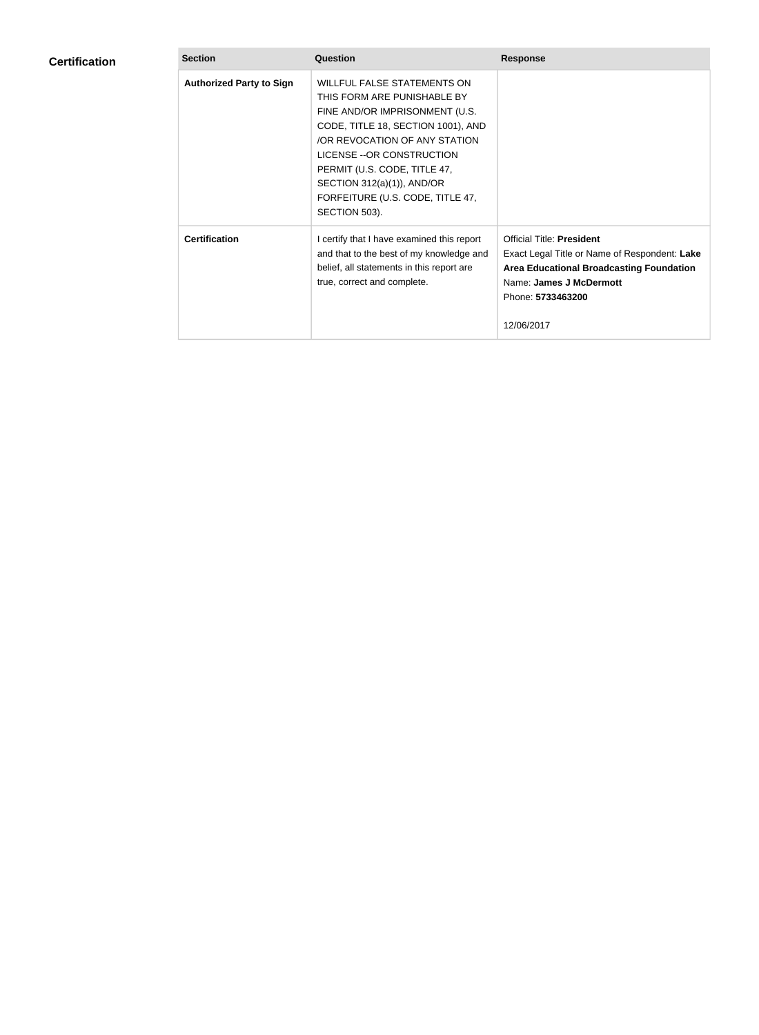## Certification

| Section | Question | Response |
| --- | --- | --- |
| **Authorized Party to Sign** | WILLFUL FALSE STATEMENTS ON THIS FORM ARE PUNISHABLE BY FINE AND/OR IMPRISONMENT (U.S. CODE, TITLE 18, SECTION 1001), AND /OR REVOCATION OF ANY STATION LICENSE --OR CONSTRUCTION PERMIT (U.S. CODE, TITLE 47, SECTION 312(a)(1)), AND/OR FORFEITURE (U.S. CODE, TITLE 47, SECTION 503). | |
| **Certification** | I certify that I have examined this report and that to the best of my knowledge and belief, all statements in this report are true, correct and complete. | Official Title: **President**<br>Exact Legal Title or Name of Respondent: **Lake Area Educational Broadcasting Foundation**<br>Name: **James J McDermott**<br>Phone: **5733463200**<br><br>12/06/2017 |